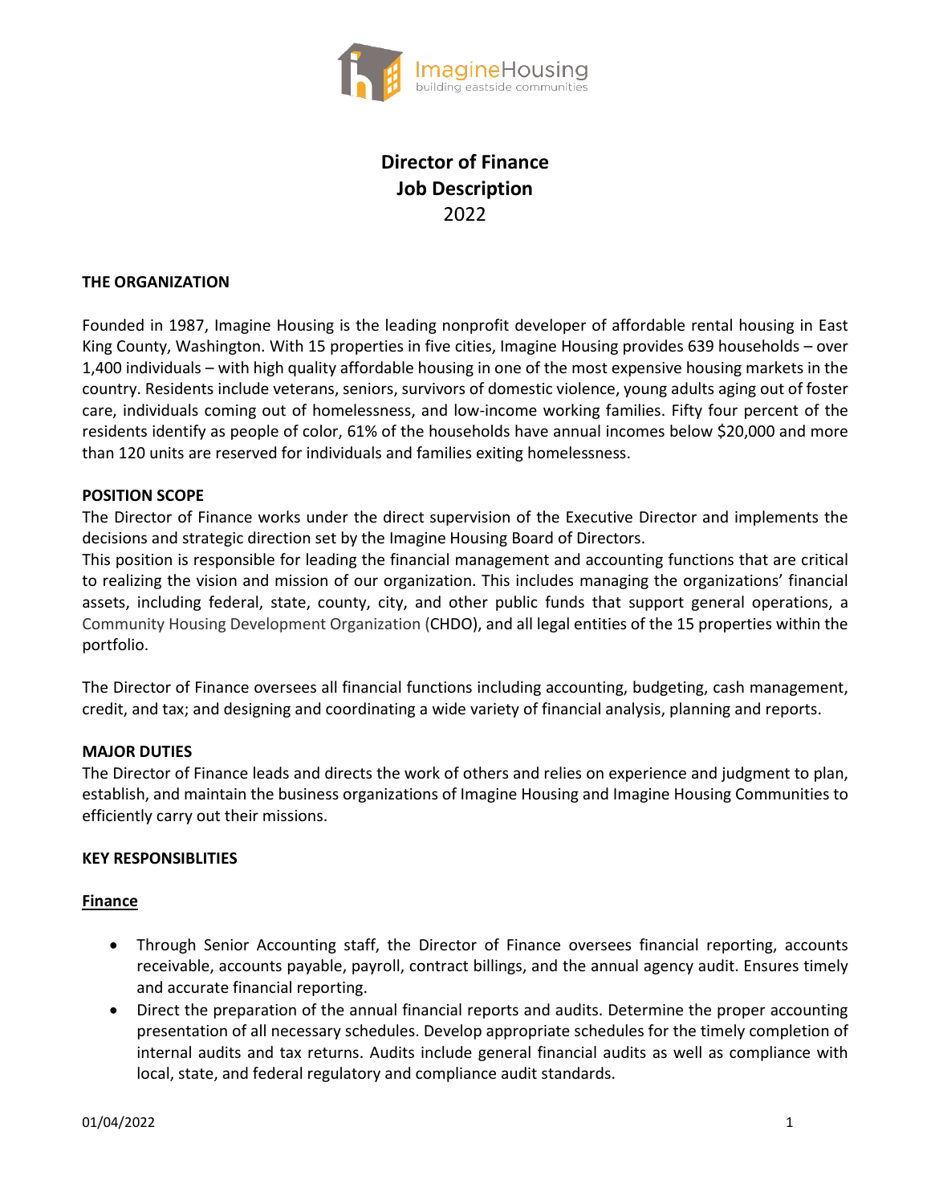# Director of Finance
# Job Description
2022

## THE ORGANIZATION

Founded in 1987, Imagine Housing is the leading nonprofit developer of affordable rental housing in East King County, Washington. With 15 properties in five cities, Imagine Housing provides 639 households – over 1,400 individuals – with high quality affordable housing in one of the most expensive housing markets in the country. Residents include veterans, seniors, survivors of domestic violence, young adults aging out of foster care, individuals coming out of homelessness, and low-income working families. Fifty four percent of the residents identify as people of color, 61% of the households have annual incomes below $20,000 and more than 120 units are reserved for individuals and families exiting homelessness.

## POSITION SCOPE

The Director of Finance works under the direct supervision of the Executive Director and implements the decisions and strategic direction set by the Imagine Housing Board of Directors.

This position is responsible for leading the financial management and accounting functions that are critical to realizing the vision and mission of our organization. This includes managing the organizations' financial assets, including federal, state, county, city, and other public funds that support general operations, a Community Housing Development Organization (CHDO), and all legal entities of the 15 properties within the portfolio.

The Director of Finance oversees all financial functions including accounting, budgeting, cash management, credit, and tax; and designing and coordinating a wide variety of financial analysis, planning and reports.

## MAJOR DUTIES

The Director of Finance leads and directs the work of others and relies on experience and judgment to plan, establish, and maintain the business organizations of Imagine Housing and Imagine Housing Communities to efficiently carry out their missions.

## KEY RESPONSIBLITIES

### Finance

- Through Senior Accounting staff, the Director of Finance oversees financial reporting, accounts receivable, accounts payable, payroll, contract billings, and the annual agency audit. Ensures timely and accurate financial reporting.
- Direct the preparation of the annual financial reports and audits. Determine the proper accounting presentation of all necessary schedules. Develop appropriate schedules for the timely completion of internal audits and tax returns. Audits include general financial audits as well as compliance with local, state, and federal regulatory and compliance audit standards.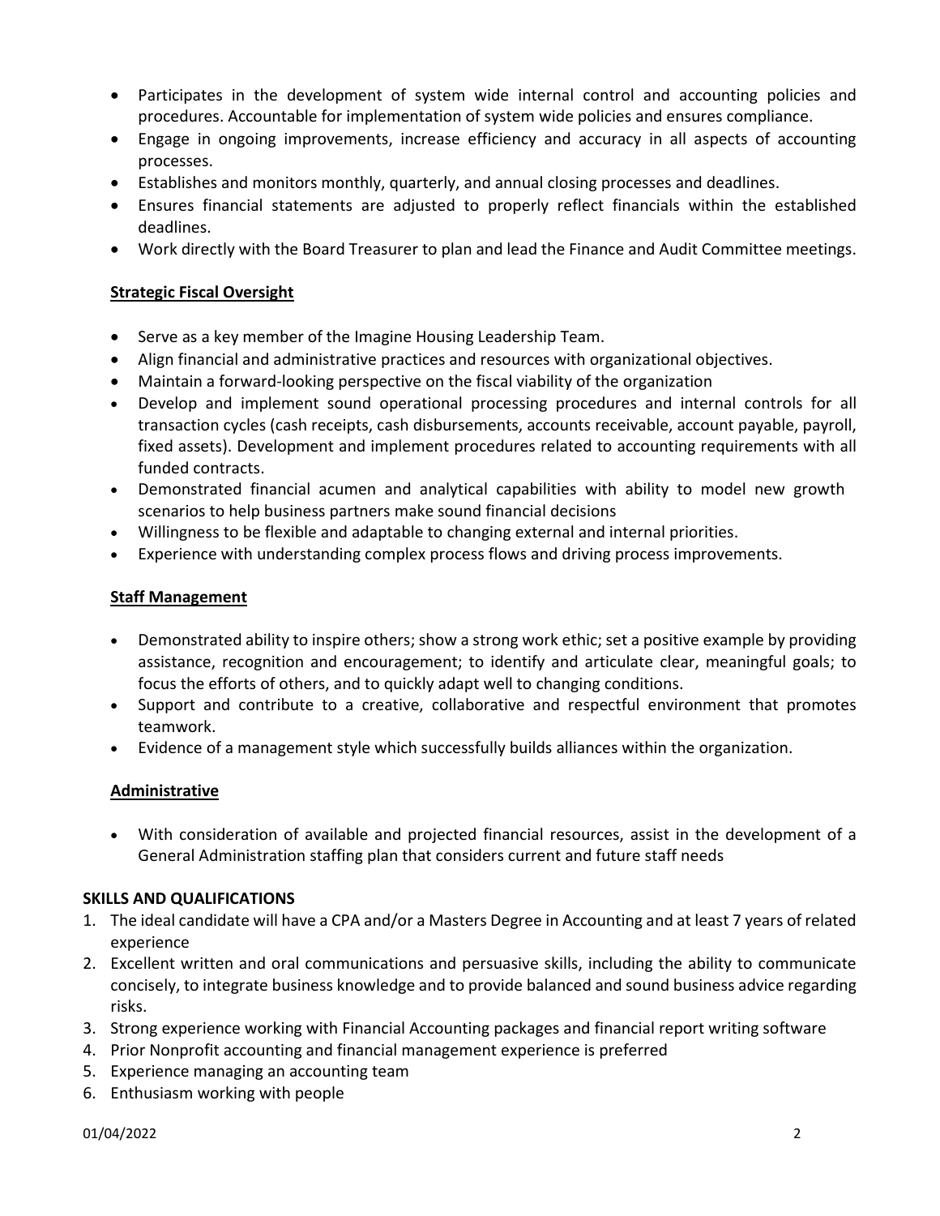- Participates in the development of system wide internal control and accounting policies and procedures. Accountable for implementation of system wide policies and ensures compliance.
- Engage in ongoing improvements, increase efficiency and accuracy in all aspects of accounting processes.
- Establishes and monitors monthly, quarterly, and annual closing processes and deadlines.
- Ensures financial statements are adjusted to properly reflect financials within the established deadlines.
- Work directly with the Board Treasurer to plan and lead the Finance and Audit Committee meetings.

**Strategic Fiscal Oversight**

- Serve as a key member of the Imagine Housing Leadership Team.
- Align financial and administrative practices and resources with organizational objectives.
- Maintain a forward-looking perspective on the fiscal viability of the organization
- Develop and implement sound operational processing procedures and internal controls for all transaction cycles (cash receipts, cash disbursements, accounts receivable, account payable, payroll, fixed assets). Development and implement procedures related to accounting requirements with all funded contracts.
- Demonstrated financial acumen and analytical capabilities with ability to model new growth scenarios to help business partners make sound financial decisions
- Willingness to be flexible and adaptable to changing external and internal priorities.
- Experience with understanding complex process flows and driving process improvements.

**Staff Management**

- Demonstrated ability to inspire others; show a strong work ethic; set a positive example by providing assistance, recognition and encouragement; to identify and articulate clear, meaningful goals; to focus the efforts of others, and to quickly adapt well to changing conditions.
- Support and contribute to a creative, collaborative and respectful environment that promotes teamwork.
- Evidence of a management style which successfully builds alliances within the organization.

**Administrative**

- With consideration of available and projected financial resources, assist in the development of a General Administration staffing plan that considers current and future staff needs

**SKILLS AND QUALIFICATIONS**

1. The ideal candidate will have a CPA and/or a Masters Degree in Accounting and at least 7 years of related experience
2. Excellent written and oral communications and persuasive skills, including the ability to communicate concisely, to integrate business knowledge and to provide balanced and sound business advice regarding risks.
3. Strong experience working with Financial Accounting packages and financial report writing software
4. Prior Nonprofit accounting and financial management experience is preferred
5. Experience managing an accounting team
6. Enthusiasm working with people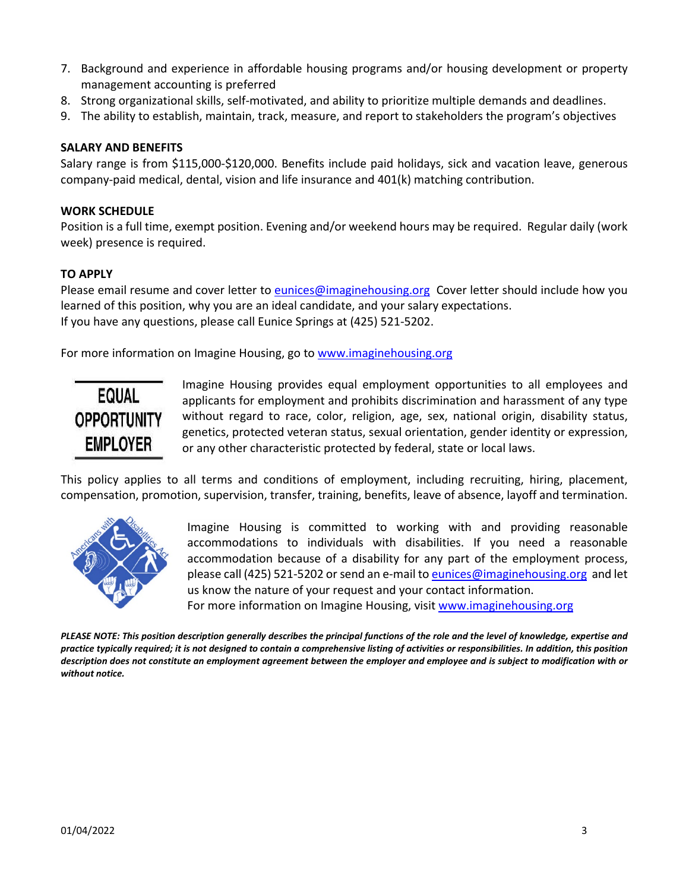7. Background and experience in affordable housing programs and/or housing development or property management accounting is preferred
8. Strong organizational skills, self-motivated, and ability to prioritize multiple demands and deadlines.
9. The ability to establish, maintain, track, measure, and report to stakeholders the program's objectives

**SALARY AND BENEFITS**

Salary range is from $115,000-$120,000. Benefits include paid holidays, sick and vacation leave, generous company-paid medical, dental, vision and life insurance and 401(k) matching contribution.

**WORK SCHEDULE**

Position is a full time, exempt position. Evening and/or weekend hours may be required. Regular daily (work week) presence is required.

**TO APPLY**

Please email resume and cover letter to eunices@imaginehousing.org Cover letter should include how you learned of this position, why you are an ideal candidate, and your salary expectations.
If you have any questions, please call Eunice Springs at (425) 521-5202.

For more information on Imagine Housing, go to www.imaginehousing.org

EQUAL OPPORTUNITY EMPLOYER

Imagine Housing provides equal employment opportunities to all employees and applicants for employment and prohibits discrimination and harassment of any type without regard to race, color, religion, age, sex, national origin, disability status, genetics, protected veteran status, sexual orientation, gender identity or expression, or any other characteristic protected by federal, state or local laws.

This policy applies to all terms and conditions of employment, including recruiting, hiring, placement, compensation, promotion, supervision, transfer, training, benefits, leave of absence, layoff and termination.

Imagine Housing is committed to working with and providing reasonable accommodations to individuals with disabilities. If you need a reasonable accommodation because of a disability for any part of the employment process, please call (425) 521-5202 or send an e-mail to eunices@imaginehousing.org and let us know the nature of your request and your contact information.
For more information on Imagine Housing, visit www.imaginehousing.org

***PLEASE NOTE: This position description generally describes the principal functions of the role and the level of knowledge, expertise and practice typically required; it is not designed to contain a comprehensive listing of activities or responsibilities. In addition, this position description does not constitute an employment agreement between the employer and employee and is subject to modification with or without notice.***

01/04/2022